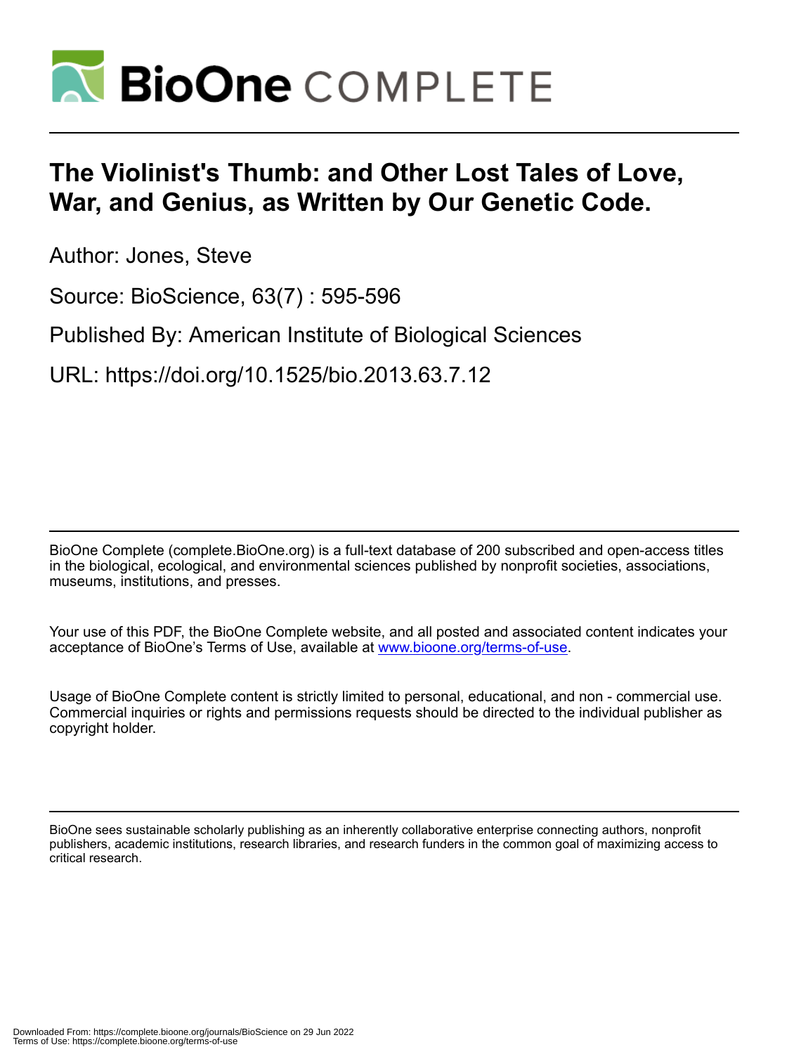# The Violinist's Thumb: and Other Lost Tales of Love, War, and Genius, as Written by Our Genetic Code.

Author: Jones, Steve

Source: BioScience, 63(7) : 595-596

Published By: American Institute of Biological Sciences

URL: https://doi.org/10.1525/bio.2013.63.7.12

BioOne Complete (complete.BioOne.org) is a full-text database of 200 subscribed and open-access titles in the biological, ecological, and environmental sciences published by nonprofit societies, associations, museums, institutions, and presses.

Your use of this PDF, the BioOne Complete website, and all posted and associated content indicates your acceptance of BioOne's Terms of Use, available at www.bioone.org/terms-of-use.

Usage of BioOne Complete content is strictly limited to personal, educational, and non - commercial use. Commercial inquiries or rights and permissions requests should be directed to the individual publisher as copyright holder.

BioOne sees sustainable scholarly publishing as an inherently collaborative enterprise connecting authors, nonprofit publishers, academic institutions, research libraries, and research funders in the common goal of maximizing access to critical research.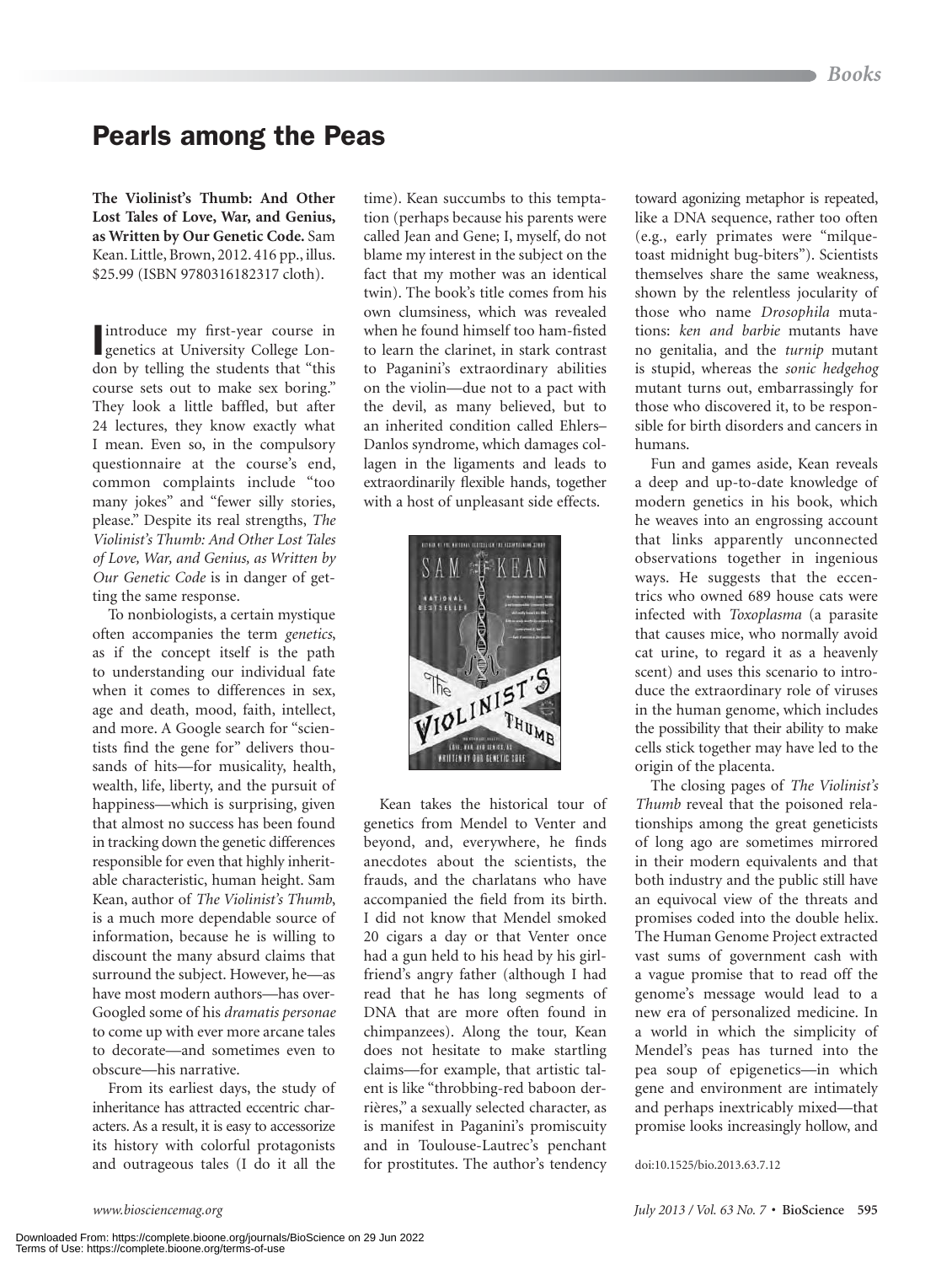# Pearls among the Peas

**The Violinist's Thumb: And Other Lost Tales of Love, War, and Genius, as Written by Our Genetic Code.** Sam Kean. Little, Brown, 2012. 416 pp., illus. $25.99 (ISBN 9780316182317 cloth).

I introduce my first-year course in genetics at University College London by telling the students that "this course sets out to make sex boring." They look a little baffled, but after 24 lectures, they know exactly what I mean. Even so, in the compulsory questionnaire at the course's end, common complaints include "too many jokes" and "fewer silly stories, please." Despite its real strengths, *The Violinist's Thumb: And Other Lost Tales of Love, War, and Genius, as Written by Our Genetic Code* is in danger of getting the same response.

To nonbiologists, a certain mystique often accompanies the term *genetics*, as if the concept itself is the path to understanding our individual fate when it comes to differences in sex, age and death, mood, faith, intellect, and more. A Google search for "scientists find the gene for" delivers thousands of hits—for musicality, health, wealth, life, liberty, and the pursuit of happiness—which is surprising, given that almost no success has been found in tracking down the genetic differences responsible for even that highly inheritable characteristic, human height. Sam Kean, author of *The Violinist's Thumb*, is a much more dependable source of information, because he is willing to discount the many absurd claims that surround the subject. However, he—as have most modern authors—has over-Googled some of his *dramatis personae* to come up with ever more arcane tales to decorate—and sometimes even to obscure—his narrative.

From its earliest days, the study of inheritance has attracted eccentric characters. As a result, it is easy to accessorize its history with colorful protagonists and outrageous tales (I do it all the time). Kean succumbs to this temptation (perhaps because his parents were called Jean and Gene; I, myself, do not blame my interest in the subject on the fact that my mother was an identical twin). The book's title comes from his own clumsiness, which was revealed when he found himself too ham-fisted to learn the clarinet, in stark contrast to Paganini's extraordinary abilities on the violin—due not to a pact with the devil, as many believed, but to an inherited condition called Ehlers–Danlos syndrome, which damages collagen in the ligaments and leads to extraordinarily flexible hands, together with a host of unpleasant side effects.

Kean takes the historical tour of genetics from Mendel to Venter and beyond, and, everywhere, he finds anecdotes about the scientists, the frauds, and the charlatans who have accompanied the field from its birth. I did not know that Mendel smoked 20 cigars a day or that Venter once had a gun held to his head by his girlfriend's angry father (although I had read that he has long segments of DNA that are more often found in chimpanzees). Along the tour, Kean does not hesitate to make startling claims—for example, that artistic talent is like "throbbing-red baboon derrières," a sexually selected character, as is manifest in Paganini's promiscuity and in Toulouse-Lautrec's penchant for prostitutes. The author's tendency toward agonizing metaphor is repeated, like a DNA sequence, rather too often (e.g., early primates were "milquetoast midnight bug-biters"). Scientists themselves share the same weakness, shown by the relentless jocularity of those who name *Drosophila* mutations: *ken and barbie* mutants have no genitalia, and the *turnip* mutant is stupid, whereas the *sonic hedgehog* mutant turns out, embarrassingly for those who discovered it, to be responsible for birth disorders and cancers in humans.

Fun and games aside, Kean reveals a deep and up-to-date knowledge of modern genetics in his book, which he weaves into an engrossing account that links apparently unconnected observations together in ingenious ways. He suggests that the eccentrics who owned 689 house cats were infected with *Toxoplasma* (a parasite that causes mice, who normally avoid cat urine, to regard it as a heavenly scent) and uses this scenario to introduce the extraordinary role of viruses in the human genome, which includes the possibility that their ability to make cells stick together may have led to the origin of the placenta.

The closing pages of *The Violinist's Thumb* reveal that the poisoned relationships among the great geneticists of long ago are sometimes mirrored in their modern equivalents and that both industry and the public still have an equivocal view of the threats and promises coded into the double helix. The Human Genome Project extracted vast sums of government cash with a vague promise that to read off the genome's message would lead to a new era of personalized medicine. In a world in which the simplicity of Mendel's peas has turned into the pea soup of epigenetics—in which gene and environment are intimately and perhaps inextricably mixed—that promise looks increasingly hollow, and

doi:10.1525/bio.2013.63.7.12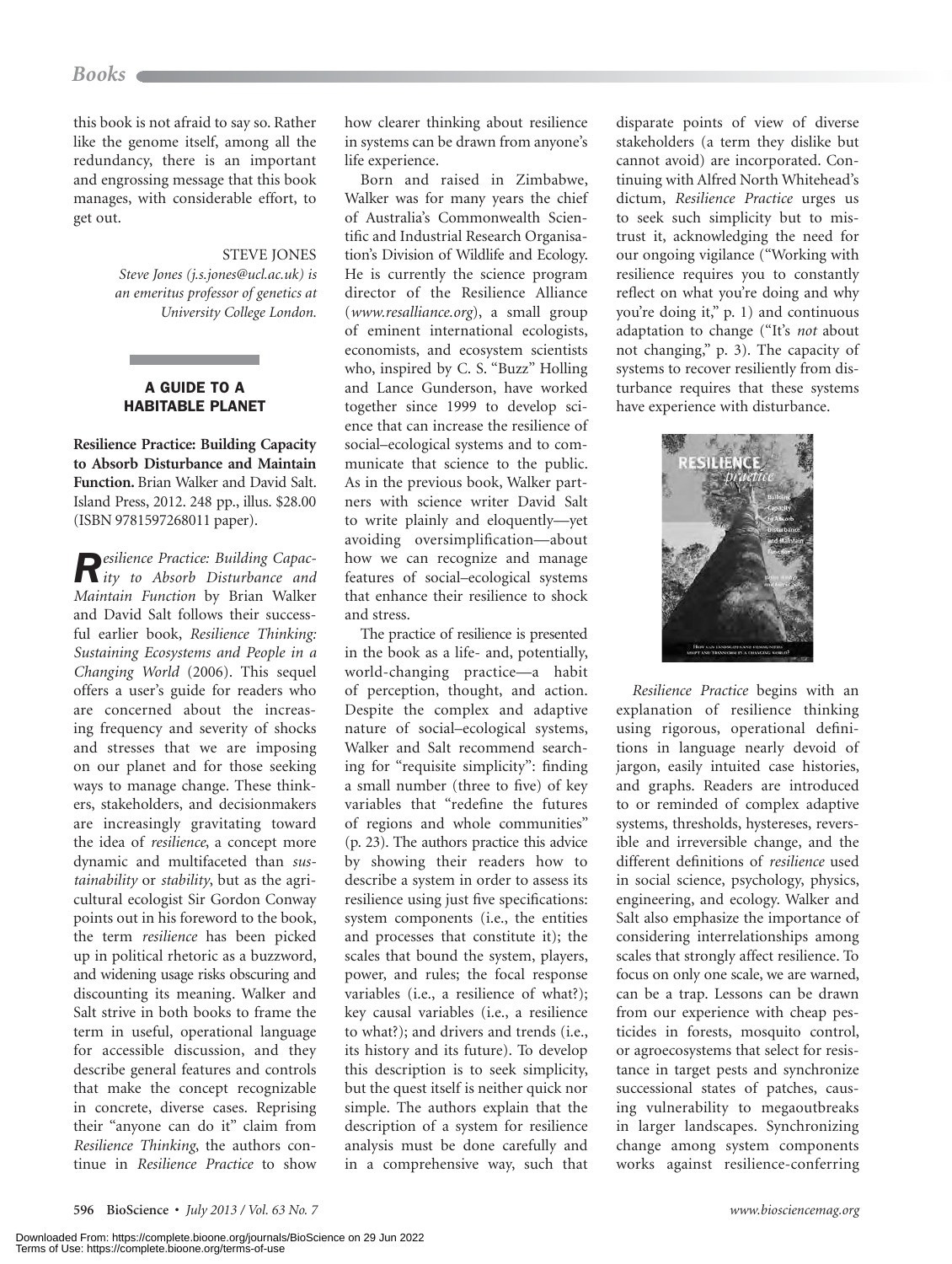this book is not afraid to say so. Rather like the genome itself, among all the redundancy, there is an important and engrossing message that this book manages, with considerable effort, to get out.

STEVE JONES

*Steve Jones (j.s.jones@ucl.ac.uk) is an emeritus professor of genetics at University College London.*

## A GUIDE TO A HABITABLE PLANET

**Resilience Practice: Building Capacity to Absorb Disturbance and Maintain Function.** Brian Walker and David Salt. Island Press, 2012. 248 pp., illus. $28.00 (ISBN 9781597268011 paper).

*Resilience Practice: Building Capacity to Absorb Disturbance and Maintain Function* by Brian Walker and David Salt follows their successful earlier book, *Resilience Thinking: Sustaining Ecosystems and People in a Changing World* (2006). This sequel offers a user's guide for readers who are concerned about the increasing frequency and severity of shocks and stresses that we are imposing on our planet and for those seeking ways to manage change. These thinkers, stakeholders, and decisionmakers are increasingly gravitating toward the idea of *resilience*, a concept more dynamic and multifaceted than *sustainability* or *stability*, but as the agricultural ecologist Sir Gordon Conway points out in his foreword to the book, the term *resilience* has been picked up in political rhetoric as a buzzword, and widening usage risks obscuring and discounting its meaning. Walker and Salt strive in both books to frame the term in useful, operational language for accessible discussion, and they describe general features and controls that make the concept recognizable in concrete, diverse cases. Reprising their "anyone can do it" claim from *Resilience Thinking*, the authors continue in *Resilience Practice* to show how clearer thinking about resilience in systems can be drawn from anyone's life experience.

Born and raised in Zimbabwe, Walker was for many years the chief of Australia's Commonwealth Scientific and Industrial Research Organisation's Division of Wildlife and Ecology. He is currently the science program director of the Resilience Alliance (*www.resalliance.org*), a small group of eminent international ecologists, economists, and ecosystem scientists who, inspired by C. S. "Buzz" Holling and Lance Gunderson, have worked together since 1999 to develop science that can increase the resilience of social–ecological systems and to communicate that science to the public. As in the previous book, Walker partners with science writer David Salt to write plainly and eloquently—yet avoiding oversimplification—about how we can recognize and manage features of social–ecological systems that enhance their resilience to shock and stress.

The practice of resilience is presented in the book as a life- and, potentially, world-changing practice—a habit of perception, thought, and action. Despite the complex and adaptive nature of social–ecological systems, Walker and Salt recommend searching for "requisite simplicity": finding a small number (three to five) of key variables that "redefine the futures of regions and whole communities" (p. 23). The authors practice this advice by showing their readers how to describe a system in order to assess its resilience using just five specifications: system components (i.e., the entities and processes that constitute it); the scales that bound the system, players, power, and rules; the focal response variables (i.e., a resilience of what?); key causal variables (i.e., a resilience to what?); and drivers and trends (i.e., its history and its future). To develop this description is to seek simplicity, but the quest itself is neither quick nor simple. The authors explain that the description of a system for resilience analysis must be done carefully and in a comprehensive way, such that disparate points of view of diverse stakeholders (a term they dislike but cannot avoid) are incorporated. Continuing with Alfred North Whitehead's dictum, *Resilience Practice* urges us to seek such simplicity but to mistrust it, acknowledging the need for our ongoing vigilance ("Working with resilience requires you to constantly reflect on what you're doing and why you're doing it," p. 1) and continuous adaptation to change ("It's *not* about not changing," p. 3). The capacity of systems to recover resiliently from disturbance requires that these systems have experience with disturbance.

*Resilience Practice* begins with an explanation of resilience thinking using rigorous, operational definitions in language nearly devoid of jargon, easily intuited case histories, and graphs. Readers are introduced to or reminded of complex adaptive systems, thresholds, hystereses, reversible and irreversible change, and the different definitions of *resilience* used in social science, psychology, physics, engineering, and ecology. Walker and Salt also emphasize the importance of considering interrelationships among scales that strongly affect resilience. To focus on only one scale, we are warned, can be a trap. Lessons can be drawn from our experience with cheap pesticides in forests, mosquito control, or agroecosystems that select for resistance in target pests and synchronize successional states of patches, causing vulnerability to megaoutbreaks in larger landscapes. Synchronizing change among system components works against resilience-conferring